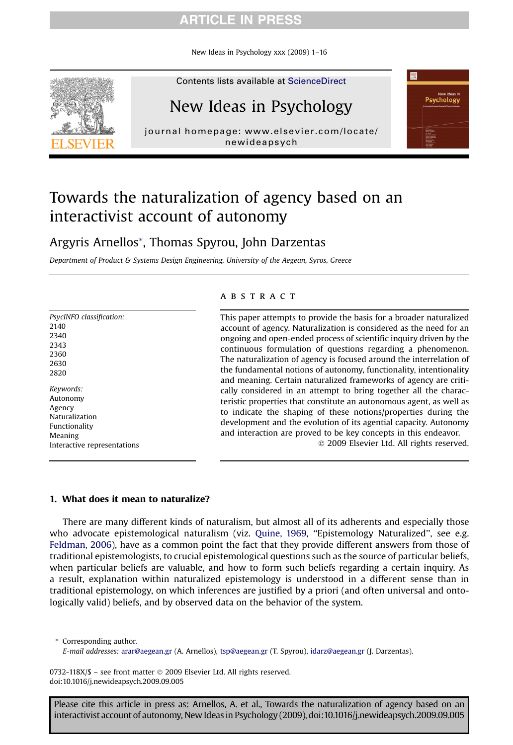# Towards the naturalization of agency based on an interactivist account of autonomy

Argyris Arnellos*, Thomas Spyrou, John Darzentas

*Department of Product & Systems Design Engineering, University of the Aegean, Syros, Greece*

*PsycINFO classification:*
2140
2340
2343
2360
2630
2820

*Keywords:*
Autonomy
Agency
Naturalization
Functionality
Meaning
Interactive representations

## ABSTRACT

This paper attempts to provide the basis for a broader naturalized account of agency. Naturalization is considered as the need for an ongoing and open-ended process of scientific inquiry driven by the continuous formulation of questions regarding a phenomenon. The naturalization of agency is focused around the interrelation of the fundamental notions of autonomy, functionality, intentionality and meaning. Certain naturalized frameworks of agency are critically considered in an attempt to bring together all the characteristic properties that constitute an autonomous agent, as well as to indicate the shaping of these notions/properties during the development and the evolution of its agential capacity. Autonomy and interaction are proved to be key concepts in this endeavor.

© 2009 Elsevier Ltd. All rights reserved.

## 1. What does it mean to naturalize?

There are many different kinds of naturalism, but almost all of its adherents and especially those who advocate epistemological naturalism (viz. Quine, 1969, "Epistemology Naturalized", see e.g. Feldman, 2006), have as a common point the fact that they provide different answers from those of traditional epistemologists, to crucial epistemological questions such as the source of particular beliefs, when particular beliefs are valuable, and how to form such beliefs regarding a certain inquiry. As a result, explanation within naturalized epistemology is understood in a different sense than in traditional epistemology, on which inferences are justified by a priori (and often universal and ontologically valid) beliefs, and by observed data on the behavior of the system.

* Corresponding author.
*E-mail addresses:* arar@aegean.gr (A. Arnellos), tsp@aegean.gr (T. Spyrou), idarz@aegean.gr (J. Darzentas).

0732-118X/$ – see front matter © 2009 Elsevier Ltd. All rights reserved.
doi:10.1016/j.newideapsych.2009.09.005

Please cite this article in press as: Arnellos, A. et al., Towards the naturalization of agency based on an interactivist account of autonomy, New Ideas in Psychology (2009), doi:10.1016/j.newideapsych.2009.09.005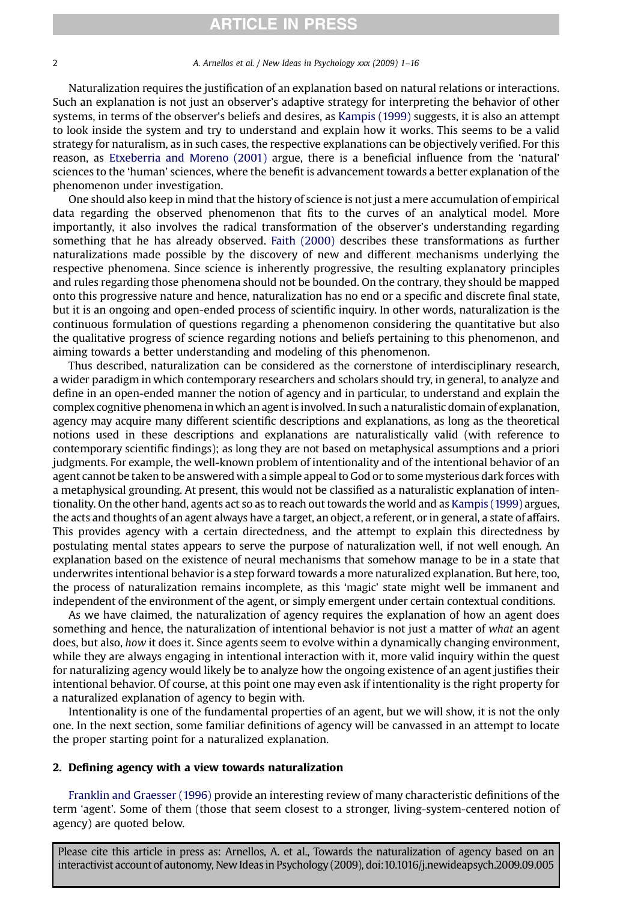Naturalization requires the justification of an explanation based on natural relations or interactions. Such an explanation is not just an observer's adaptive strategy for interpreting the behavior of other systems, in terms of the observer's beliefs and desires, as Kampis (1999) suggests, it is also an attempt to look inside the system and try to understand and explain how it works. This seems to be a valid strategy for naturalism, as in such cases, the respective explanations can be objectively verified. For this reason, as Etxeberria and Moreno (2001) argue, there is a beneficial influence from the 'natural' sciences to the 'human' sciences, where the benefit is advancement towards a better explanation of the phenomenon under investigation.

One should also keep in mind that the history of science is not just a mere accumulation of empirical data regarding the observed phenomenon that fits to the curves of an analytical model. More importantly, it also involves the radical transformation of the observer's understanding regarding something that he has already observed. Faith (2000) describes these transformations as further naturalizations made possible by the discovery of new and different mechanisms underlying the respective phenomena. Since science is inherently progressive, the resulting explanatory principles and rules regarding those phenomena should not be bounded. On the contrary, they should be mapped onto this progressive nature and hence, naturalization has no end or a specific and discrete final state, but it is an ongoing and open-ended process of scientific inquiry. In other words, naturalization is the continuous formulation of questions regarding a phenomenon considering the quantitative but also the qualitative progress of science regarding notions and beliefs pertaining to this phenomenon, and aiming towards a better understanding and modeling of this phenomenon.

Thus described, naturalization can be considered as the cornerstone of interdisciplinary research, a wider paradigm in which contemporary researchers and scholars should try, in general, to analyze and define in an open-ended manner the notion of agency and in particular, to understand and explain the complex cognitive phenomena in which an agent is involved. In such a naturalistic domain of explanation, agency may acquire many different scientific descriptions and explanations, as long as the theoretical notions used in these descriptions and explanations are naturalistically valid (with reference to contemporary scientific findings); as long they are not based on metaphysical assumptions and a priori judgments. For example, the well-known problem of intentionality and of the intentional behavior of an agent cannot be taken to be answered with a simple appeal to God or to some mysterious dark forces with a metaphysical grounding. At present, this would not be classified as a naturalistic explanation of intentionality. On the other hand, agents act so as to reach out towards the world and as Kampis (1999) argues, the acts and thoughts of an agent always have a target, an object, a referent, or in general, a state of affairs. This provides agency with a certain directedness, and the attempt to explain this directedness by postulating mental states appears to serve the purpose of naturalization well, if not well enough. An explanation based on the existence of neural mechanisms that somehow manage to be in a state that underwrites intentional behavior is a step forward towards a more naturalized explanation. But here, too, the process of naturalization remains incomplete, as this 'magic' state might well be immanent and independent of the environment of the agent, or simply emergent under certain contextual conditions.

As we have claimed, the naturalization of agency requires the explanation of how an agent does something and hence, the naturalization of intentional behavior is not just a matter of *what* an agent does, but also, *how* it does it. Since agents seem to evolve within a dynamically changing environment, while they are always engaging in intentional interaction with it, more valid inquiry within the quest for naturalizing agency would likely be to analyze how the ongoing existence of an agent justifies their intentional behavior. Of course, at this point one may even ask if intentionality is the right property for a naturalized explanation of agency to begin with.

Intentionality is one of the fundamental properties of an agent, but we will show, it is not the only one. In the next section, some familiar definitions of agency will be canvassed in an attempt to locate the proper starting point for a naturalized explanation.

## 2. Defining agency with a view towards naturalization

Franklin and Graesser (1996) provide an interesting review of many characteristic definitions of the term 'agent'. Some of them (those that seem closest to a stronger, living-system-centered notion of agency) are quoted below.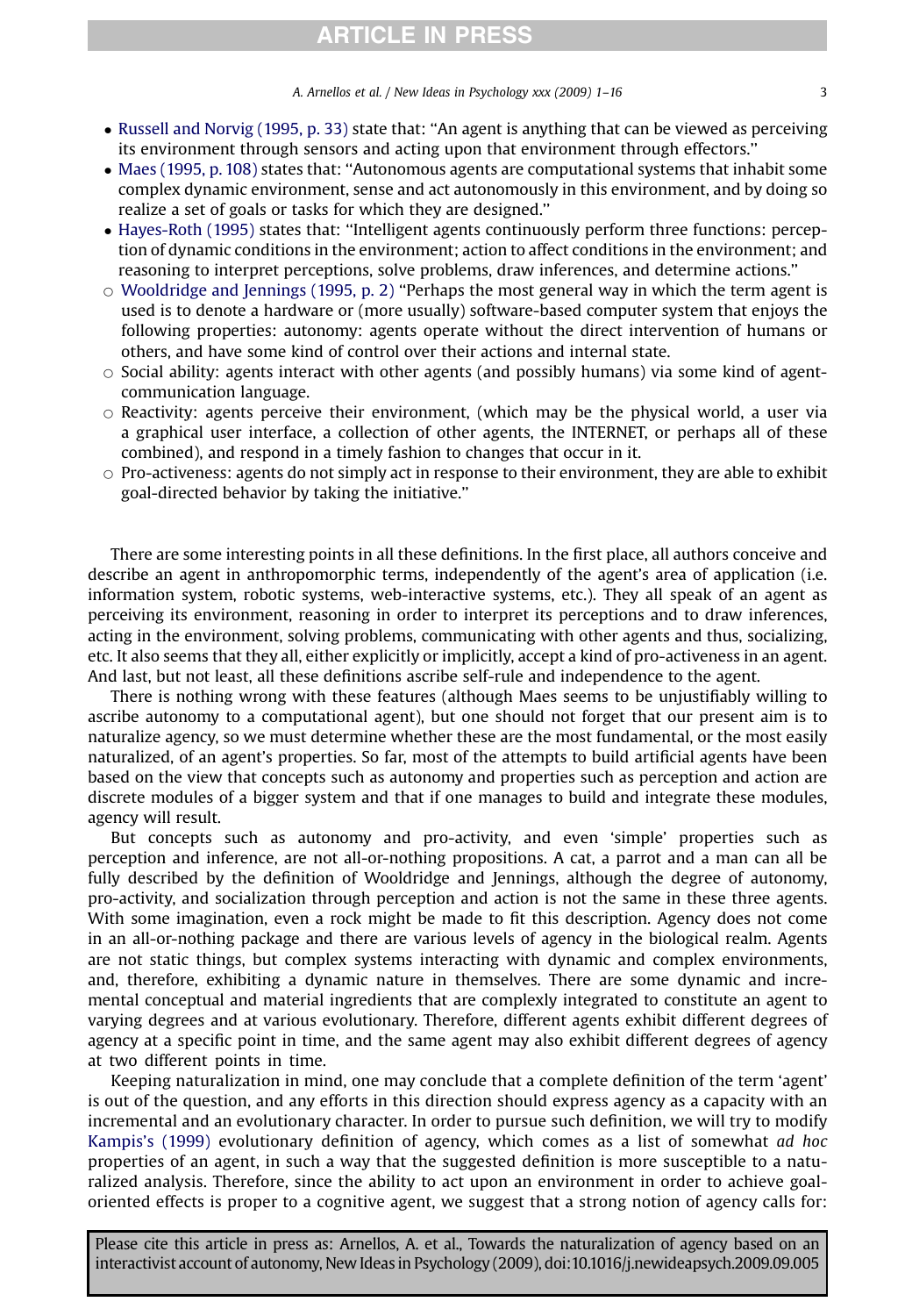- Russell and Norvig (1995, p. 33) state that: "An agent is anything that can be viewed as perceiving its environment through sensors and acting upon that environment through effectors."
- Maes (1995, p. 108) states that: "Autonomous agents are computational systems that inhabit some complex dynamic environment, sense and act autonomously in this environment, and by doing so realize a set of goals or tasks for which they are designed."
- Hayes-Roth (1995) states that: "Intelligent agents continuously perform three functions: perception of dynamic conditions in the environment; action to affect conditions in the environment; and reasoning to interpret perceptions, solve problems, draw inferences, and determine actions."
  - Wooldridge and Jennings (1995, p. 2) "Perhaps the most general way in which the term agent is used is to denote a hardware or (more usually) software-based computer system that enjoys the following properties: autonomy: agents operate without the direct intervention of humans or others, and have some kind of control over their actions and internal state.
  - Social ability: agents interact with other agents (and possibly humans) via some kind of agent-communication language.
  - Reactivity: agents perceive their environment, (which may be the physical world, a user via a graphical user interface, a collection of other agents, the INTERNET, or perhaps all of these combined), and respond in a timely fashion to changes that occur in it.
  - Pro-activeness: agents do not simply act in response to their environment, they are able to exhibit goal-directed behavior by taking the initiative."

There are some interesting points in all these definitions. In the first place, all authors conceive and describe an agent in anthropomorphic terms, independently of the agent's area of application (i.e. information system, robotic systems, web-interactive systems, etc.). They all speak of an agent as perceiving its environment, reasoning in order to interpret its perceptions and to draw inferences, acting in the environment, solving problems, communicating with other agents and thus, socializing, etc. It also seems that they all, either explicitly or implicitly, accept a kind of pro-activeness in an agent. And last, but not least, all these definitions ascribe self-rule and independence to the agent.

There is nothing wrong with these features (although Maes seems to be unjustifiably willing to ascribe autonomy to a computational agent), but one should not forget that our present aim is to naturalize agency, so we must determine whether these are the most fundamental, or the most easily naturalized, of an agent's properties. So far, most of the attempts to build artificial agents have been based on the view that concepts such as autonomy and properties such as perception and action are discrete modules of a bigger system and that if one manages to build and integrate these modules, agency will result.

But concepts such as autonomy and pro-activity, and even 'simple' properties such as perception and inference, are not all-or-nothing propositions. A cat, a parrot and a man can all be fully described by the definition of Wooldridge and Jennings, although the degree of autonomy, pro-activity, and socialization through perception and action is not the same in these three agents. With some imagination, even a rock might be made to fit this description. Agency does not come in an all-or-nothing package and there are various levels of agency in the biological realm. Agents are not static things, but complex systems interacting with dynamic and complex environments, and, therefore, exhibiting a dynamic nature in themselves. There are some dynamic and incremental conceptual and material ingredients that are complexly integrated to constitute an agent to varying degrees and at various evolutionary. Therefore, different agents exhibit different degrees of agency at a specific point in time, and the same agent may also exhibit different degrees of agency at two different points in time.

Keeping naturalization in mind, one may conclude that a complete definition of the term 'agent' is out of the question, and any efforts in this direction should express agency as a capacity with an incremental and an evolutionary character. In order to pursue such definition, we will try to modify Kampis's (1999) evolutionary definition of agency, which comes as a list of somewhat *ad hoc* properties of an agent, in such a way that the suggested definition is more susceptible to a naturalized analysis. Therefore, since the ability to act upon an environment in order to achieve goal-oriented effects is proper to a cognitive agent, we suggest that a strong notion of agency calls for: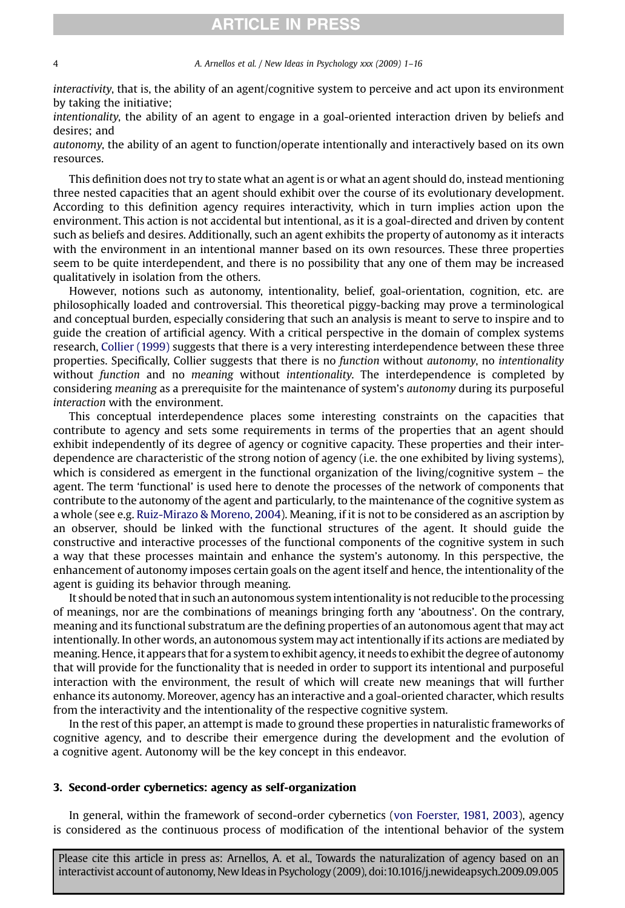*interactivity*, that is, the ability of an agent/cognitive system to perceive and act upon its environment by taking the initiative;

*intentionality*, the ability of an agent to engage in a goal-oriented interaction driven by beliefs and desires; and

*autonomy*, the ability of an agent to function/operate intentionally and interactively based on its own resources.

This definition does not try to state what an agent is or what an agent should do, instead mentioning three nested capacities that an agent should exhibit over the course of its evolutionary development. According to this definition agency requires interactivity, which in turn implies action upon the environment. This action is not accidental but intentional, as it is a goal-directed and driven by content such as beliefs and desires. Additionally, such an agent exhibits the property of autonomy as it interacts with the environment in an intentional manner based on its own resources. These three properties seem to be quite interdependent, and there is no possibility that any one of them may be increased qualitatively in isolation from the others.

However, notions such as autonomy, intentionality, belief, goal-orientation, cognition, etc. are philosophically loaded and controversial. This theoretical piggy-backing may prove a terminological and conceptual burden, especially considering that such an analysis is meant to serve to inspire and to guide the creation of artificial agency. With a critical perspective in the domain of complex systems research, Collier (1999) suggests that there is a very interesting interdependence between these three properties. Specifically, Collier suggests that there is no *function* without *autonomy*, no *intentionality* without *function* and no *meaning* without *intentionality*. The interdependence is completed by considering *meaning* as a prerequisite for the maintenance of system's *autonomy* during its purposeful *interaction* with the environment.

This conceptual interdependence places some interesting constraints on the capacities that contribute to agency and sets some requirements in terms of the properties that an agent should exhibit independently of its degree of agency or cognitive capacity. These properties and their interdependence are characteristic of the strong notion of agency (i.e. the one exhibited by living systems), which is considered as emergent in the functional organization of the living/cognitive system – the agent. The term 'functional' is used here to denote the processes of the network of components that contribute to the autonomy of the agent and particularly, to the maintenance of the cognitive system as a whole (see e.g. Ruiz-Mirazo & Moreno, 2004). Meaning, if it is not to be considered as an ascription by an observer, should be linked with the functional structures of the agent. It should guide the constructive and interactive processes of the functional components of the cognitive system in such a way that these processes maintain and enhance the system's autonomy. In this perspective, the enhancement of autonomy imposes certain goals on the agent itself and hence, the intentionality of the agent is guiding its behavior through meaning.

It should be noted that in such an autonomous system intentionality is not reducible to the processing of meanings, nor are the combinations of meanings bringing forth any 'aboutness'. On the contrary, meaning and its functional substratum are the defining properties of an autonomous agent that may act intentionally. In other words, an autonomous system may act intentionally if its actions are mediated by meaning. Hence, it appears that for a system to exhibit agency, it needs to exhibit the degree of autonomy that will provide for the functionality that is needed in order to support its intentional and purposeful interaction with the environment, the result of which will create new meanings that will further enhance its autonomy. Moreover, agency has an interactive and a goal-oriented character, which results from the interactivity and the intentionality of the respective cognitive system.

In the rest of this paper, an attempt is made to ground these properties in naturalistic frameworks of cognitive agency, and to describe their emergence during the development and the evolution of a cognitive agent. Autonomy will be the key concept in this endeavor.

## 3. Second-order cybernetics: agency as self-organization

In general, within the framework of second-order cybernetics (von Foerster, 1981, 2003), agency is considered as the continuous process of modification of the intentional behavior of the system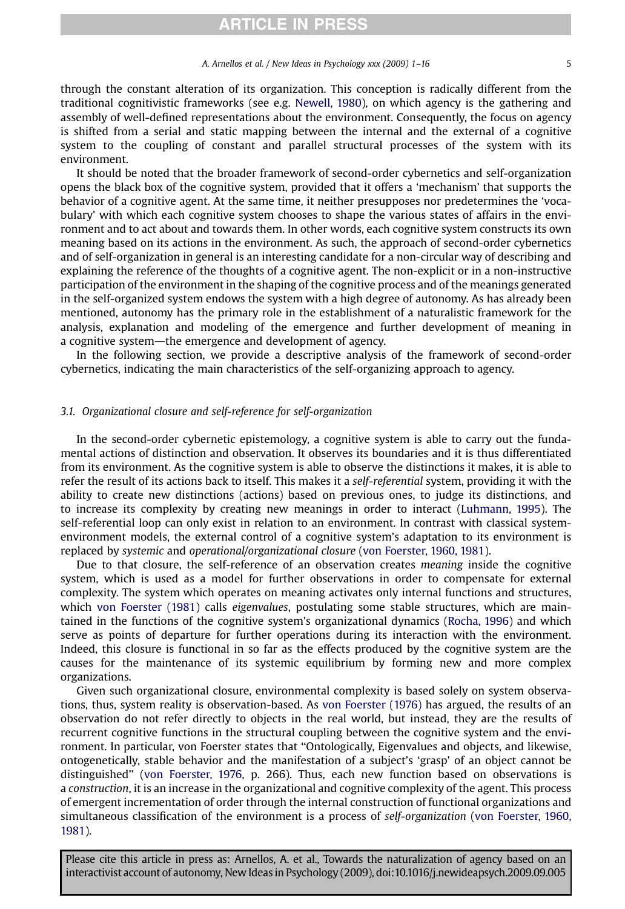through the constant alteration of its organization. This conception is radically different from the traditional cognitivistic frameworks (see e.g. Newell, 1980), on which agency is the gathering and assembly of well-defined representations about the environment. Consequently, the focus on agency is shifted from a serial and static mapping between the internal and the external of a cognitive system to the coupling of constant and parallel structural processes of the system with its environment.

It should be noted that the broader framework of second-order cybernetics and self-organization opens the black box of the cognitive system, provided that it offers a 'mechanism' that supports the behavior of a cognitive agent. At the same time, it neither presupposes nor predetermines the 'vocabulary' with which each cognitive system chooses to shape the various states of affairs in the environment and to act about and towards them. In other words, each cognitive system constructs its own meaning based on its actions in the environment. As such, the approach of second-order cybernetics and of self-organization in general is an interesting candidate for a non-circular way of describing and explaining the reference of the thoughts of a cognitive agent. The non-explicit or in a non-instructive participation of the environment in the shaping of the cognitive process and of the meanings generated in the self-organized system endows the system with a high degree of autonomy. As has already been mentioned, autonomy has the primary role in the establishment of a naturalistic framework for the analysis, explanation and modeling of the emergence and further development of meaning in a cognitive system—the emergence and development of agency.

In the following section, we provide a descriptive analysis of the framework of second-order cybernetics, indicating the main characteristics of the self-organizing approach to agency.

### *3.1. Organizational closure and self-reference for self-organization*

In the second-order cybernetic epistemology, a cognitive system is able to carry out the fundamental actions of distinction and observation. It observes its boundaries and it is thus differentiated from its environment. As the cognitive system is able to observe the distinctions it makes, it is able to refer the result of its actions back to itself. This makes it a *self-referential* system, providing it with the ability to create new distinctions (actions) based on previous ones, to judge its distinctions, and to increase its complexity by creating new meanings in order to interact (Luhmann, 1995). The self-referential loop can only exist in relation to an environment. In contrast with classical system-environment models, the external control of a cognitive system's adaptation to its environment is replaced by *systemic* and *operational/organizational closure* (von Foerster, 1960, 1981).

Due to that closure, the self-reference of an observation creates *meaning* inside the cognitive system, which is used as a model for further observations in order to compensate for external complexity. The system which operates on meaning activates only internal functions and structures, which von Foerster (1981) calls *eigenvalues*, postulating some stable structures, which are maintained in the functions of the cognitive system's organizational dynamics (Rocha, 1996) and which serve as points of departure for further operations during its interaction with the environment. Indeed, this closure is functional in so far as the effects produced by the cognitive system are the causes for the maintenance of its systemic equilibrium by forming new and more complex organizations.

Given such organizational closure, environmental complexity is based solely on system observations, thus, system reality is observation-based. As von Foerster (1976) has argued, the results of an observation do not refer directly to objects in the real world, but instead, they are the results of recurrent cognitive functions in the structural coupling between the cognitive system and the environment. In particular, von Foerster states that "Ontologically, Eigenvalues and objects, and likewise, ontogenetically, stable behavior and the manifestation of a subject's 'grasp' of an object cannot be distinguished" (von Foerster, 1976, p. 266). Thus, each new function based on observations is a *construction*, it is an increase in the organizational and cognitive complexity of the agent. This process of emergent incrementation of order through the internal construction of functional organizations and simultaneous classification of the environment is a process of *self-organization* (von Foerster, 1960, 1981).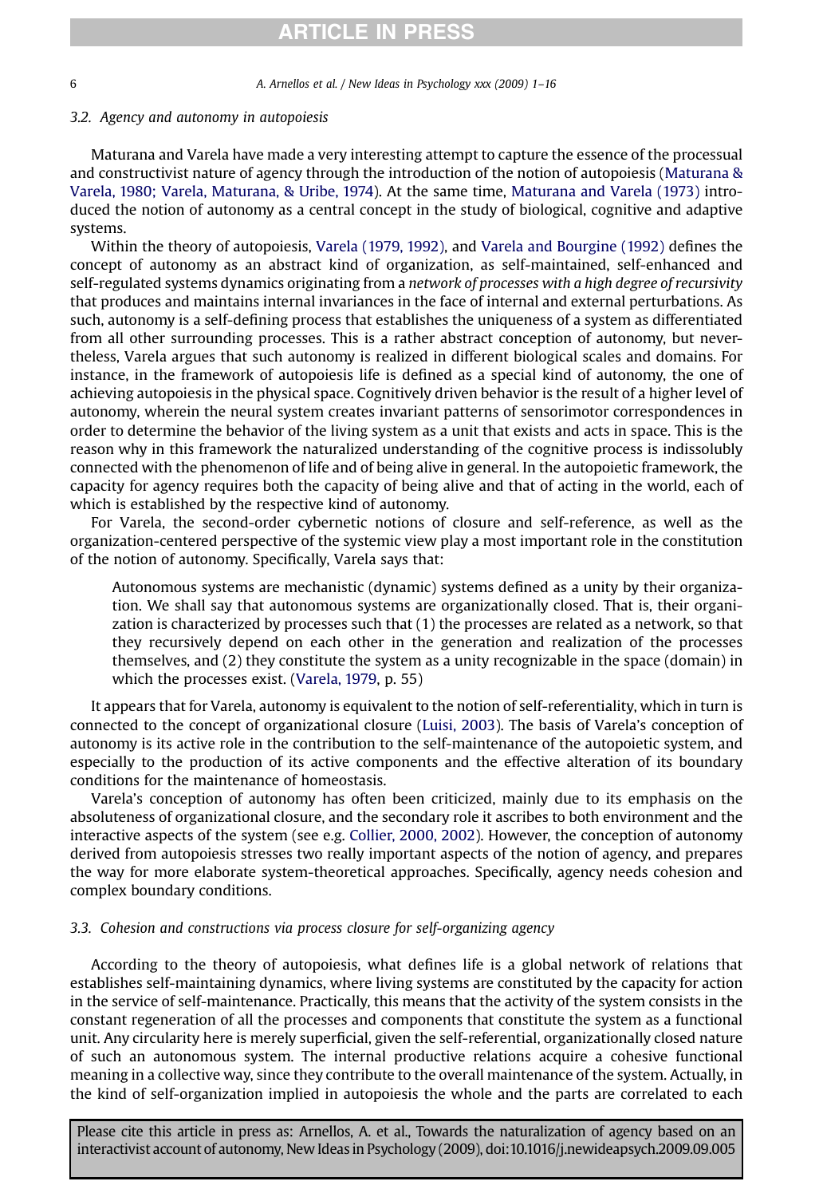### 3.2. Agency and autonomy in autopoiesis

Maturana and Varela have made a very interesting attempt to capture the essence of the processual and constructivist nature of agency through the introduction of the notion of autopoiesis (Maturana & Varela, 1980; Varela, Maturana, & Uribe, 1974). At the same time, Maturana and Varela (1973) introduced the notion of autonomy as a central concept in the study of biological, cognitive and adaptive systems.

Within the theory of autopoiesis, Varela (1979, 1992), and Varela and Bourgine (1992) defines the concept of autonomy as an abstract kind of organization, as self-maintained, self-enhanced and self-regulated systems dynamics originating from a *network of processes with a high degree of recursivity* that produces and maintains internal invariances in the face of internal and external perturbations. As such, autonomy is a self-defining process that establishes the uniqueness of a system as differentiated from all other surrounding processes. This is a rather abstract conception of autonomy, but nevertheless, Varela argues that such autonomy is realized in different biological scales and domains. For instance, in the framework of autopoiesis life is defined as a special kind of autonomy, the one of achieving autopoiesis in the physical space. Cognitively driven behavior is the result of a higher level of autonomy, wherein the neural system creates invariant patterns of sensorimotor correspondences in order to determine the behavior of the living system as a unit that exists and acts in space. This is the reason why in this framework the naturalized understanding of the cognitive process is indissolubly connected with the phenomenon of life and of being alive in general. In the autopoietic framework, the capacity for agency requires both the capacity of being alive and that of acting in the world, each of which is established by the respective kind of autonomy.

For Varela, the second-order cybernetic notions of closure and self-reference, as well as the organization-centered perspective of the systemic view play a most important role in the constitution of the notion of autonomy. Specifically, Varela says that:

> Autonomous systems are mechanistic (dynamic) systems defined as a unity by their organization. We shall say that autonomous systems are organizationally closed. That is, their organization is characterized by processes such that (1) the processes are related as a network, so that they recursively depend on each other in the generation and realization of the processes themselves, and (2) they constitute the system as a unity recognizable in the space (domain) in which the processes exist. (Varela, 1979, p. 55)

It appears that for Varela, autonomy is equivalent to the notion of self-referentiality, which in turn is connected to the concept of organizational closure (Luisi, 2003). The basis of Varela's conception of autonomy is its active role in the contribution to the self-maintenance of the autopoietic system, and especially to the production of its active components and the effective alteration of its boundary conditions for the maintenance of homeostasis.

Varela's conception of autonomy has often been criticized, mainly due to its emphasis on the absoluteness of organizational closure, and the secondary role it ascribes to both environment and the interactive aspects of the system (see e.g. Collier, 2000, 2002). However, the conception of autonomy derived from autopoiesis stresses two really important aspects of the notion of agency, and prepares the way for more elaborate system-theoretical approaches. Specifically, agency needs cohesion and complex boundary conditions.

### 3.3. Cohesion and constructions via process closure for self-organizing agency

According to the theory of autopoiesis, what defines life is a global network of relations that establishes self-maintaining dynamics, where living systems are constituted by the capacity for action in the service of self-maintenance. Practically, this means that the activity of the system consists in the constant regeneration of all the processes and components that constitute the system as a functional unit. Any circularity here is merely superficial, given the self-referential, organizationally closed nature of such an autonomous system. The internal productive relations acquire a cohesive functional meaning in a collective way, since they contribute to the overall maintenance of the system. Actually, in the kind of self-organization implied in autopoiesis the whole and the parts are correlated to each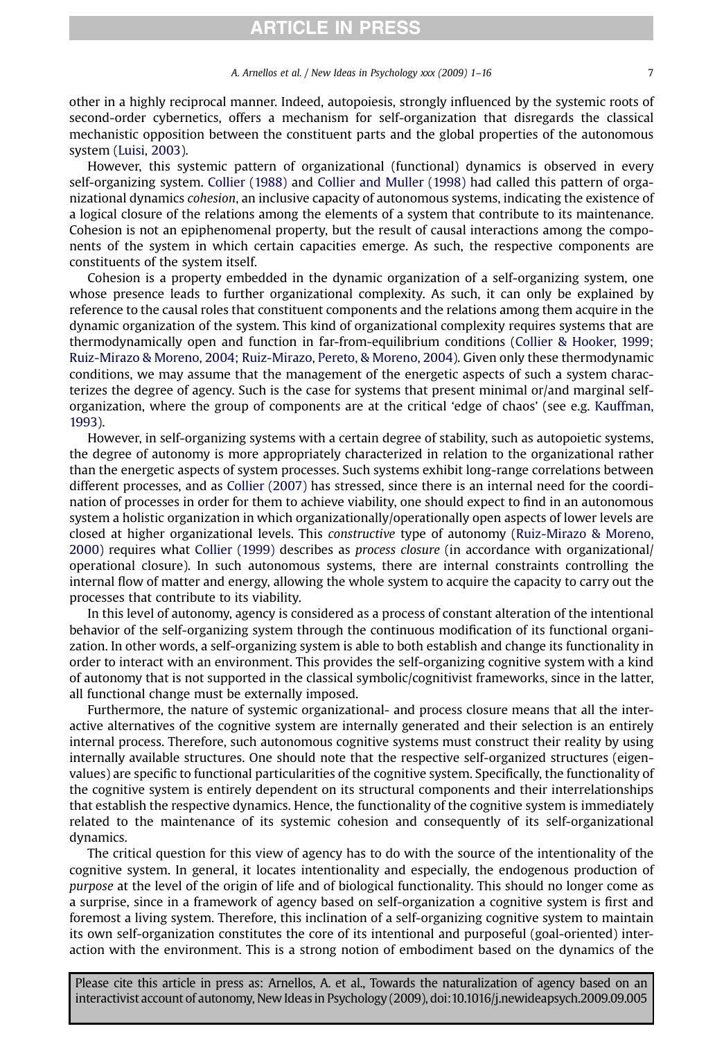other in a highly reciprocal manner. Indeed, autopoiesis, strongly influenced by the systemic roots of second-order cybernetics, offers a mechanism for self-organization that disregards the classical mechanistic opposition between the constituent parts and the global properties of the autonomous system (Luisi, 2003).

However, this systemic pattern of organizational (functional) dynamics is observed in every self-organizing system. Collier (1988) and Collier and Muller (1998) had called this pattern of organizational dynamics *cohesion*, an inclusive capacity of autonomous systems, indicating the existence of a logical closure of the relations among the elements of a system that contribute to its maintenance. Cohesion is not an epiphenomenal property, but the result of causal interactions among the components of the system in which certain capacities emerge. As such, the respective components are constituents of the system itself.

Cohesion is a property embedded in the dynamic organization of a self-organizing system, one whose presence leads to further organizational complexity. As such, it can only be explained by reference to the causal roles that constituent components and the relations among them acquire in the dynamic organization of the system. This kind of organizational complexity requires systems that are thermodynamically open and function in far-from-equilibrium conditions (Collier & Hooker, 1999; Ruiz-Mirazo & Moreno, 2004; Ruiz-Mirazo, Pereto, & Moreno, 2004). Given only these thermodynamic conditions, we may assume that the management of the energetic aspects of such a system characterizes the degree of agency. Such is the case for systems that present minimal or/and marginal self-organization, where the group of components are at the critical 'edge of chaos' (see e.g. Kauffman, 1993).

However, in self-organizing systems with a certain degree of stability, such as autopoietic systems, the degree of autonomy is more appropriately characterized in relation to the organizational rather than the energetic aspects of system processes. Such systems exhibit long-range correlations between different processes, and as Collier (2007) has stressed, since there is an internal need for the coordination of processes in order for them to achieve viability, one should expect to find in an autonomous system a holistic organization in which organizationally/operationally open aspects of lower levels are closed at higher organizational levels. This *constructive* type of autonomy (Ruiz-Mirazo & Moreno, 2000) requires what Collier (1999) describes as *process closure* (in accordance with organizational/operational closure). In such autonomous systems, there are internal constraints controlling the internal flow of matter and energy, allowing the whole system to acquire the capacity to carry out the processes that contribute to its viability.

In this level of autonomy, agency is considered as a process of constant alteration of the intentional behavior of the self-organizing system through the continuous modification of its functional organization. In other words, a self-organizing system is able to both establish and change its functionality in order to interact with an environment. This provides the self-organizing cognitive system with a kind of autonomy that is not supported in the classical symbolic/cognitivist frameworks, since in the latter, all functional change must be externally imposed.

Furthermore, the nature of systemic organizational- and process closure means that all the interactive alternatives of the cognitive system are internally generated and their selection is an entirely internal process. Therefore, such autonomous cognitive systems must construct their reality by using internally available structures. One should note that the respective self-organized structures (eigenvalues) are specific to functional particularities of the cognitive system. Specifically, the functionality of the cognitive system is entirely dependent on its structural components and their interrelationships that establish the respective dynamics. Hence, the functionality of the cognitive system is immediately related to the maintenance of its systemic cohesion and consequently of its self-organizational dynamics.

The critical question for this view of agency has to do with the source of the intentionality of the cognitive system. In general, it locates intentionality and especially, the endogenous production of *purpose* at the level of the origin of life and of biological functionality. This should no longer come as a surprise, since in a framework of agency based on self-organization a cognitive system is first and foremost a living system. Therefore, this inclination of a self-organizing cognitive system to maintain its own self-organization constitutes the core of its intentional and purposeful (goal-oriented) interaction with the environment. This is a strong notion of embodiment based on the dynamics of the

Please cite this article in press as: Arnellos, A. et al., Towards the naturalization of agency based on an interactivist account of autonomy, New Ideas in Psychology (2009), doi:10.1016/j.newideapsych.2009.09.005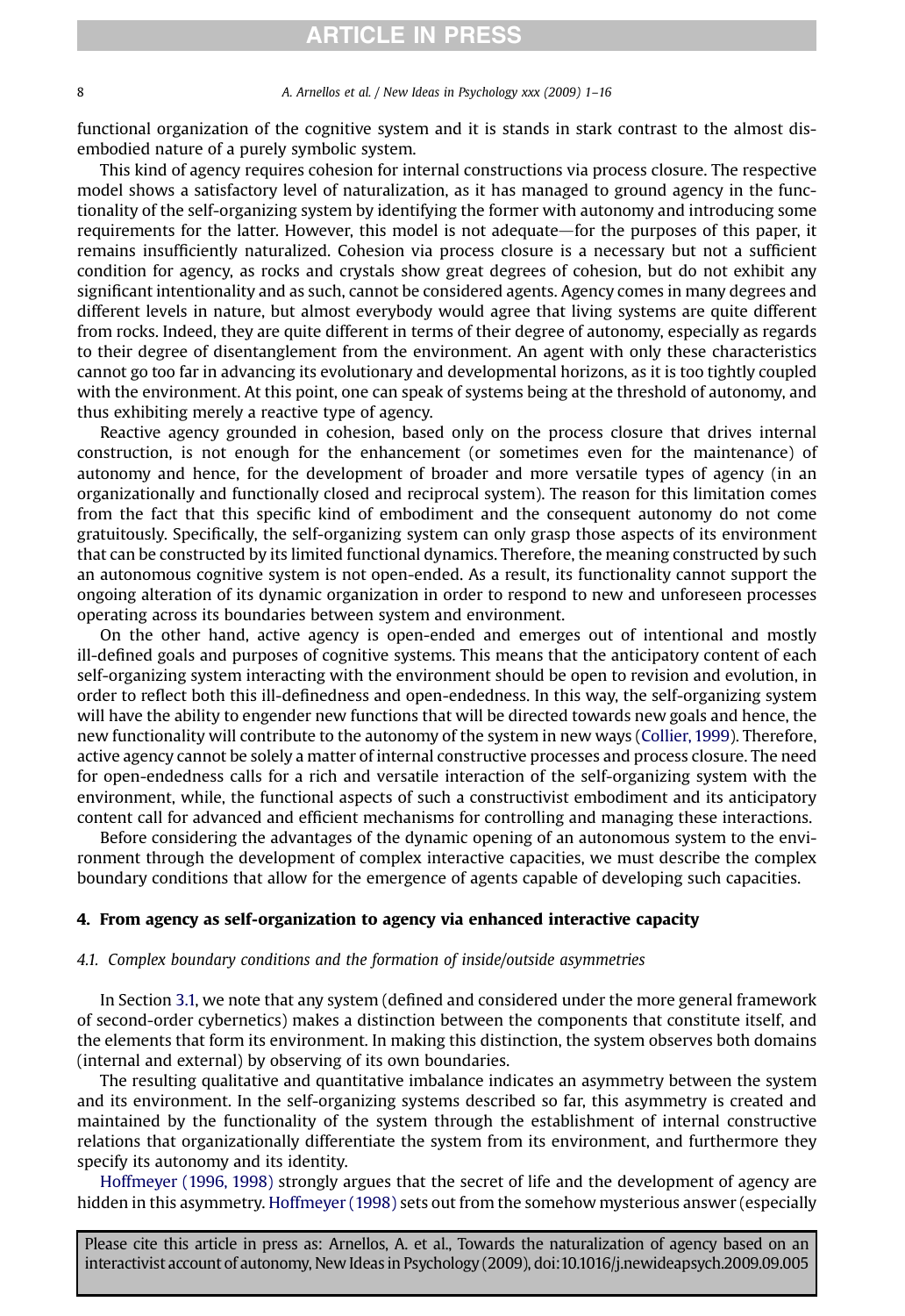functional organization of the cognitive system and it is stands in stark contrast to the almost disembodied nature of a purely symbolic system.

This kind of agency requires cohesion for internal constructions via process closure. The respective model shows a satisfactory level of naturalization, as it has managed to ground agency in the functionality of the self-organizing system by identifying the former with autonomy and introducing some requirements for the latter. However, this model is not adequate—for the purposes of this paper, it remains insufficiently naturalized. Cohesion via process closure is a necessary but not a sufficient condition for agency, as rocks and crystals show great degrees of cohesion, but do not exhibit any significant intentionality and as such, cannot be considered agents. Agency comes in many degrees and different levels in nature, but almost everybody would agree that living systems are quite different from rocks. Indeed, they are quite different in terms of their degree of autonomy, especially as regards to their degree of disentanglement from the environment. An agent with only these characteristics cannot go too far in advancing its evolutionary and developmental horizons, as it is too tightly coupled with the environment. At this point, one can speak of systems being at the threshold of autonomy, and thus exhibiting merely a reactive type of agency.

Reactive agency grounded in cohesion, based only on the process closure that drives internal construction, is not enough for the enhancement (or sometimes even for the maintenance) of autonomy and hence, for the development of broader and more versatile types of agency (in an organizationally and functionally closed and reciprocal system). The reason for this limitation comes from the fact that this specific kind of embodiment and the consequent autonomy do not come gratuitously. Specifically, the self-organizing system can only grasp those aspects of its environment that can be constructed by its limited functional dynamics. Therefore, the meaning constructed by such an autonomous cognitive system is not open-ended. As a result, its functionality cannot support the ongoing alteration of its dynamic organization in order to respond to new and unforeseen processes operating across its boundaries between system and environment.

On the other hand, active agency is open-ended and emerges out of intentional and mostly ill-defined goals and purposes of cognitive systems. This means that the anticipatory content of each self-organizing system interacting with the environment should be open to revision and evolution, in order to reflect both this ill-definedness and open-endedness. In this way, the self-organizing system will have the ability to engender new functions that will be directed towards new goals and hence, the new functionality will contribute to the autonomy of the system in new ways (Collier, 1999). Therefore, active agency cannot be solely a matter of internal constructive processes and process closure. The need for open-endedness calls for a rich and versatile interaction of the self-organizing system with the environment, while, the functional aspects of such a constructivist embodiment and its anticipatory content call for advanced and efficient mechanisms for controlling and managing these interactions.

Before considering the advantages of the dynamic opening of an autonomous system to the environment through the development of complex interactive capacities, we must describe the complex boundary conditions that allow for the emergence of agents capable of developing such capacities.

## 4. From agency as self-organization to agency via enhanced interactive capacity

### 4.1. Complex boundary conditions and the formation of inside/outside asymmetries

In Section 3.1, we note that any system (defined and considered under the more general framework of second-order cybernetics) makes a distinction between the components that constitute itself, and the elements that form its environment. In making this distinction, the system observes both domains (internal and external) by observing of its own boundaries.

The resulting qualitative and quantitative imbalance indicates an asymmetry between the system and its environment. In the self-organizing systems described so far, this asymmetry is created and maintained by the functionality of the system through the establishment of internal constructive relations that organizationally differentiate the system from its environment, and furthermore they specify its autonomy and its identity.

Hoffmeyer (1996, 1998) strongly argues that the secret of life and the development of agency are hidden in this asymmetry. Hoffmeyer (1998) sets out from the somehow mysterious answer (especially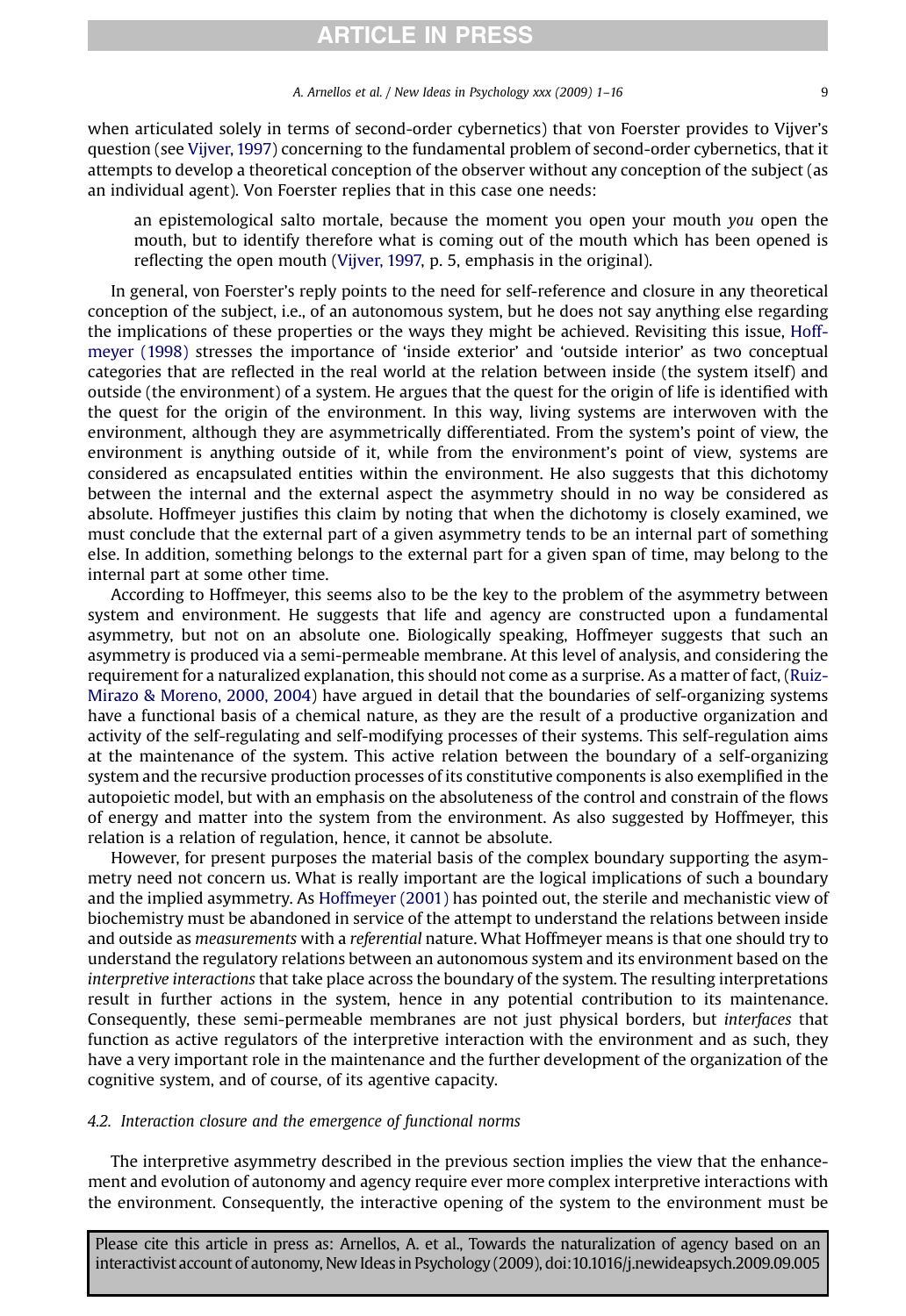when articulated solely in terms of second-order cybernetics) that von Foerster provides to Vijver's question (see Vijver, 1997) concerning to the fundamental problem of second-order cybernetics, that it attempts to develop a theoretical conception of the observer without any conception of the subject (as an individual agent). Von Foerster replies that in this case one needs:

> an epistemological salto mortale, because the moment you open your mouth *you* open the mouth, but to identify therefore what is coming out of the mouth which has been opened is reflecting the open mouth (Vijver, 1997, p. 5, emphasis in the original).

In general, von Foerster's reply points to the need for self-reference and closure in any theoretical conception of the subject, i.e., of an autonomous system, but he does not say anything else regarding the implications of these properties or the ways they might be achieved. Revisiting this issue, Hoffmeyer (1998) stresses the importance of 'inside exterior' and 'outside interior' as two conceptual categories that are reflected in the real world at the relation between inside (the system itself) and outside (the environment) of a system. He argues that the quest for the origin of life is identified with the quest for the origin of the environment. In this way, living systems are interwoven with the environment, although they are asymmetrically differentiated. From the system's point of view, the environment is anything outside of it, while from the environment's point of view, systems are considered as encapsulated entities within the environment. He also suggests that this dichotomy between the internal and the external aspect the asymmetry should in no way be considered as absolute. Hoffmeyer justifies this claim by noting that when the dichotomy is closely examined, we must conclude that the external part of a given asymmetry tends to be an internal part of something else. In addition, something belongs to the external part for a given span of time, may belong to the internal part at some other time.

According to Hoffmeyer, this seems also to be the key to the problem of the asymmetry between system and environment. He suggests that life and agency are constructed upon a fundamental asymmetry, but not on an absolute one. Biologically speaking, Hoffmeyer suggests that such an asymmetry is produced via a semi-permeable membrane. At this level of analysis, and considering the requirement for a naturalized explanation, this should not come as a surprise. As a matter of fact, (Ruiz-Mirazo & Moreno, 2000, 2004) have argued in detail that the boundaries of self-organizing systems have a functional basis of a chemical nature, as they are the result of a productive organization and activity of the self-regulating and self-modifying processes of their systems. This self-regulation aims at the maintenance of the system. This active relation between the boundary of a self-organizing system and the recursive production processes of its constitutive components is also exemplified in the autopoietic model, but with an emphasis on the absoluteness of the control and constrain of the flows of energy and matter into the system from the environment. As also suggested by Hoffmeyer, this relation is a relation of regulation, hence, it cannot be absolute.

However, for present purposes the material basis of the complex boundary supporting the asymmetry need not concern us. What is really important are the logical implications of such a boundary and the implied asymmetry. As Hoffmeyer (2001) has pointed out, the sterile and mechanistic view of biochemistry must be abandoned in service of the attempt to understand the relations between inside and outside as *measurements* with a *referential* nature. What Hoffmeyer means is that one should try to understand the regulatory relations between an autonomous system and its environment based on the *interpretive interactions* that take place across the boundary of the system. The resulting interpretations result in further actions in the system, hence in any potential contribution to its maintenance. Consequently, these semi-permeable membranes are not just physical borders, but *interfaces* that function as active regulators of the interpretive interaction with the environment and as such, they have a very important role in the maintenance and the further development of the organization of the cognitive system, and of course, of its agentive capacity.

### *4.2. Interaction closure and the emergence of functional norms*

The interpretive asymmetry described in the previous section implies the view that the enhancement and evolution of autonomy and agency require ever more complex interpretive interactions with the environment. Consequently, the interactive opening of the system to the environment must be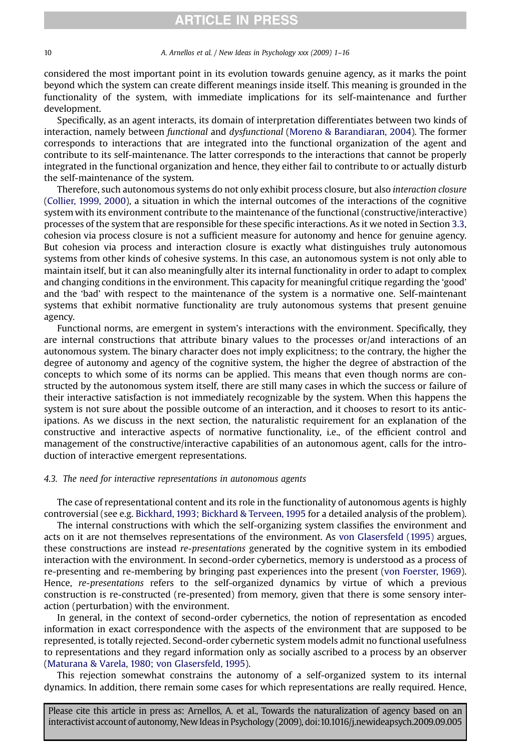considered the most important point in its evolution towards genuine agency, as it marks the point beyond which the system can create different meanings inside itself. This meaning is grounded in the functionality of the system, with immediate implications for its self-maintenance and further development.

Specifically, as an agent interacts, its domain of interpretation differentiates between two kinds of interaction, namely between *functional* and *dysfunctional* (Moreno & Barandiaran, 2004). The former corresponds to interactions that are integrated into the functional organization of the agent and contribute to its self-maintenance. The latter corresponds to the interactions that cannot be properly integrated in the functional organization and hence, they either fail to contribute to or actually disturb the self-maintenance of the system.

Therefore, such autonomous systems do not only exhibit process closure, but also *interaction closure* (Collier, 1999, 2000), a situation in which the internal outcomes of the interactions of the cognitive system with its environment contribute to the maintenance of the functional (constructive/interactive) processes of the system that are responsible for these specific interactions. As it we noted in Section 3.3, cohesion via process closure is not a sufficient measure for autonomy and hence for genuine agency. But cohesion via process and interaction closure is exactly what distinguishes truly autonomous systems from other kinds of cohesive systems. In this case, an autonomous system is not only able to maintain itself, but it can also meaningfully alter its internal functionality in order to adapt to complex and changing conditions in the environment. This capacity for meaningful critique regarding the 'good' and the 'bad' with respect to the maintenance of the system is a normative one. Self-maintenant systems that exhibit normative functionality are truly autonomous systems that present genuine agency.

Functional norms, are emergent in system's interactions with the environment. Specifically, they are internal constructions that attribute binary values to the processes or/and interactions of an autonomous system. The binary character does not imply explicitness; to the contrary, the higher the degree of autonomy and agency of the cognitive system, the higher the degree of abstraction of the concepts to which some of its norms can be applied. This means that even though norms are constructed by the autonomous system itself, there are still many cases in which the success or failure of their interactive satisfaction is not immediately recognizable by the system. When this happens the system is not sure about the possible outcome of an interaction, and it chooses to resort to its anticipations. As we discuss in the next section, the naturalistic requirement for an explanation of the constructive and interactive aspects of normative functionality, i.e., of the efficient control and management of the constructive/interactive capabilities of an autonomous agent, calls for the introduction of interactive emergent representations.

### 4.3. The need for interactive representations in autonomous agents

The case of representational content and its role in the functionality of autonomous agents is highly controversial (see e.g. Bickhard, 1993; Bickhard & Terveen, 1995 for a detailed analysis of the problem).

The internal constructions with which the self-organizing system classifies the environment and acts on it are not themselves representations of the environment. As von Glasersfeld (1995) argues, these constructions are instead *re-presentations* generated by the cognitive system in its embodied interaction with the environment. In second-order cybernetics, memory is understood as a process of re-presenting and re-membering by bringing past experiences into the present (von Foerster, 1969). Hence, *re-presentations* refers to the self-organized dynamics by virtue of which a previous construction is re-constructed (re-presented) from memory, given that there is some sensory interaction (perturbation) with the environment.

In general, in the context of second-order cybernetics, the notion of representation as encoded information in exact correspondence with the aspects of the environment that are supposed to be represented, is totally rejected. Second-order cybernetic system models admit no functional usefulness to representations and they regard information only as socially ascribed to a process by an observer (Maturana & Varela, 1980; von Glasersfeld, 1995).

This rejection somewhat constrains the autonomy of a self-organized system to its internal dynamics. In addition, there remain some cases for which representations are really required. Hence,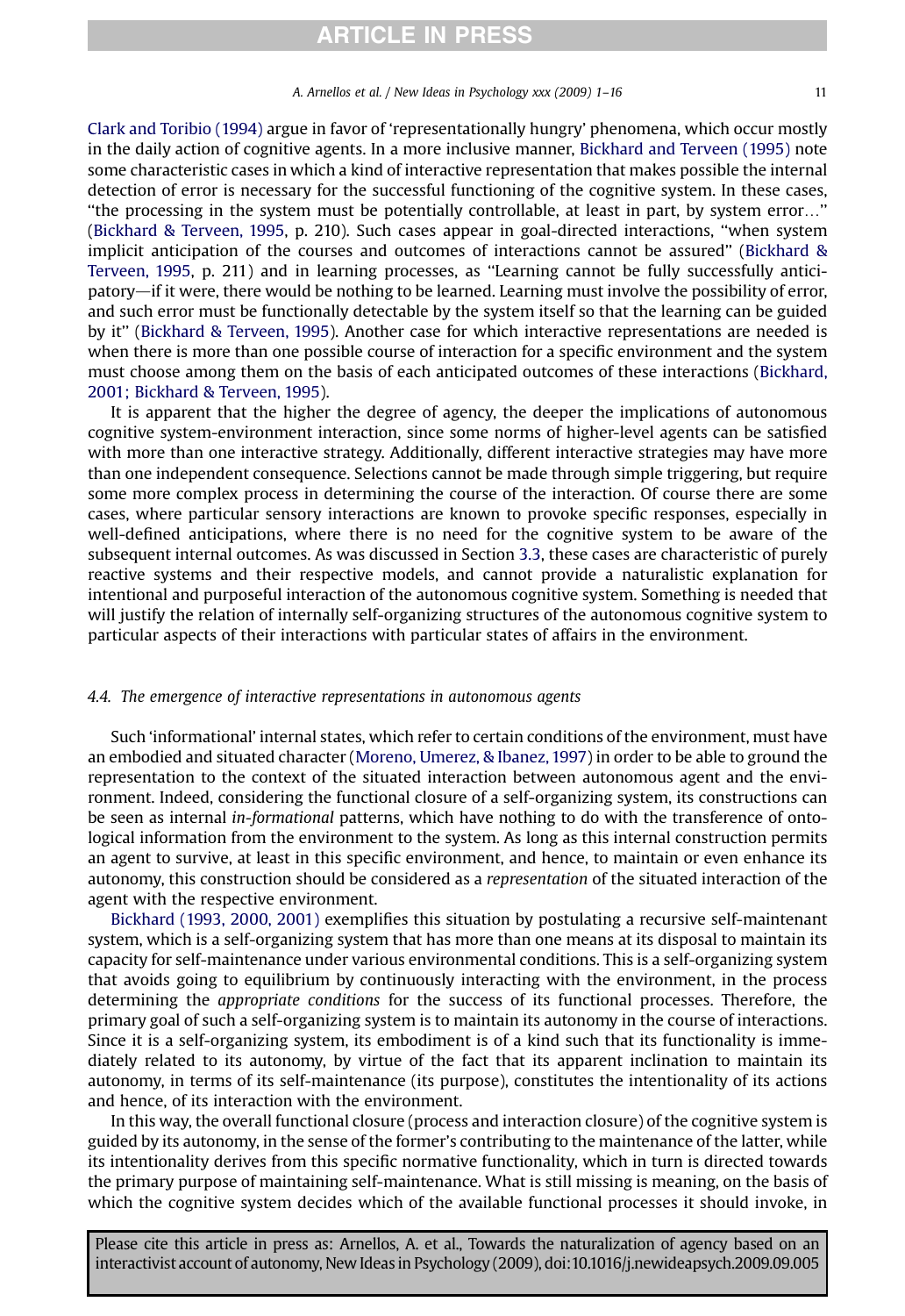Clark and Toribio (1994) argue in favor of 'representationally hungry' phenomena, which occur mostly in the daily action of cognitive agents. In a more inclusive manner, Bickhard and Terveen (1995) note some characteristic cases in which a kind of interactive representation that makes possible the internal detection of error is necessary for the successful functioning of the cognitive system. In these cases, "the processing in the system must be potentially controllable, at least in part, by system error…" (Bickhard & Terveen, 1995, p. 210). Such cases appear in goal-directed interactions, "when system implicit anticipation of the courses and outcomes of interactions cannot be assured" (Bickhard & Terveen, 1995, p. 211) and in learning processes, as "Learning cannot be fully successfully anticipatory—if it were, there would be nothing to be learned. Learning must involve the possibility of error, and such error must be functionally detectable by the system itself so that the learning can be guided by it" (Bickhard & Terveen, 1995). Another case for which interactive representations are needed is when there is more than one possible course of interaction for a specific environment and the system must choose among them on the basis of each anticipated outcomes of these interactions (Bickhard, 2001; Bickhard & Terveen, 1995).

It is apparent that the higher the degree of agency, the deeper the implications of autonomous cognitive system-environment interaction, since some norms of higher-level agents can be satisfied with more than one interactive strategy. Additionally, different interactive strategies may have more than one independent consequence. Selections cannot be made through simple triggering, but require some more complex process in determining the course of the interaction. Of course there are some cases, where particular sensory interactions are known to provoke specific responses, especially in well-defined anticipations, where there is no need for the cognitive system to be aware of the subsequent internal outcomes. As was discussed in Section 3.3, these cases are characteristic of purely reactive systems and their respective models, and cannot provide a naturalistic explanation for intentional and purposeful interaction of the autonomous cognitive system. Something is needed that will justify the relation of internally self-organizing structures of the autonomous cognitive system to particular aspects of their interactions with particular states of affairs in the environment.

### *4.4. The emergence of interactive representations in autonomous agents*

Such 'informational' internal states, which refer to certain conditions of the environment, must have an embodied and situated character (Moreno, Umerez, & Ibanez, 1997) in order to be able to ground the representation to the context of the situated interaction between autonomous agent and the environment. Indeed, considering the functional closure of a self-organizing system, its constructions can be seen as internal *in-formational* patterns, which have nothing to do with the transference of ontological information from the environment to the system. As long as this internal construction permits an agent to survive, at least in this specific environment, and hence, to maintain or even enhance its autonomy, this construction should be considered as a *representation* of the situated interaction of the agent with the respective environment.

Bickhard (1993, 2000, 2001) exemplifies this situation by postulating a recursive self-maintenant system, which is a self-organizing system that has more than one means at its disposal to maintain its capacity for self-maintenance under various environmental conditions. This is a self-organizing system that avoids going to equilibrium by continuously interacting with the environment, in the process determining the *appropriate conditions* for the success of its functional processes. Therefore, the primary goal of such a self-organizing system is to maintain its autonomy in the course of interactions. Since it is a self-organizing system, its embodiment is of a kind such that its functionality is immediately related to its autonomy, by virtue of the fact that its apparent inclination to maintain its autonomy, in terms of its self-maintenance (its purpose), constitutes the intentionality of its actions and hence, of its interaction with the environment.

In this way, the overall functional closure (process and interaction closure) of the cognitive system is guided by its autonomy, in the sense of the former's contributing to the maintenance of the latter, while its intentionality derives from this specific normative functionality, which in turn is directed towards the primary purpose of maintaining self-maintenance. What is still missing is meaning, on the basis of which the cognitive system decides which of the available functional processes it should invoke, in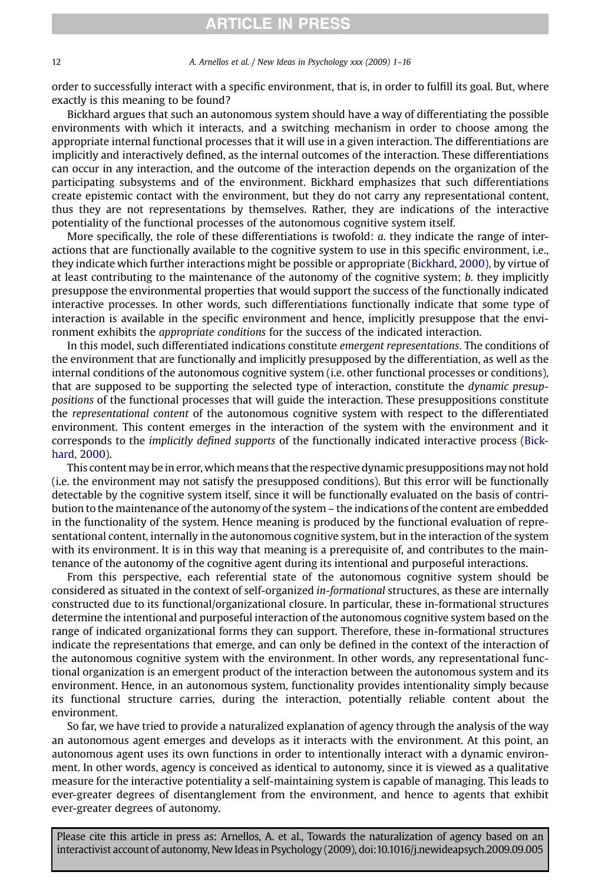order to successfully interact with a specific environment, that is, in order to fulfill its goal. But, where exactly is this meaning to be found?

Bickhard argues that such an autonomous system should have a way of differentiating the possible environments with which it interacts, and a switching mechanism in order to choose among the appropriate internal functional processes that it will use in a given interaction. The differentiations are implicitly and interactively defined, as the internal outcomes of the interaction. These differentiations can occur in any interaction, and the outcome of the interaction depends on the organization of the participating subsystems and of the environment. Bickhard emphasizes that such differentiations create epistemic contact with the environment, but they do not carry any representational content, thus they are not representations by themselves. Rather, they are indications of the interactive potentiality of the functional processes of the autonomous cognitive system itself.

More specifically, the role of these differentiations is twofold: *a.* they indicate the range of interactions that are functionally available to the cognitive system to use in this specific environment, i.e., they indicate which further interactions might be possible or appropriate (Bickhard, 2000), by virtue of at least contributing to the maintenance of the autonomy of the cognitive system; *b.* they implicitly presuppose the environmental properties that would support the success of the functionally indicated interactive processes. In other words, such differentiations functionally indicate that some type of interaction is available in the specific environment and hence, implicitly presuppose that the environment exhibits the *appropriate conditions* for the success of the indicated interaction.

In this model, such differentiated indications constitute *emergent representations*. The conditions of the environment that are functionally and implicitly presupposed by the differentiation, as well as the internal conditions of the autonomous cognitive system (i.e. other functional processes or conditions), that are supposed to be supporting the selected type of interaction, constitute the *dynamic presuppositions* of the functional processes that will guide the interaction. These presuppositions constitute the *representational content* of the autonomous cognitive system with respect to the differentiated environment. This content emerges in the interaction of the system with the environment and it corresponds to the *implicitly defined supports* of the functionally indicated interactive process (Bickhard, 2000).

This content may be in error, which means that the respective dynamic presuppositions may not hold (i.e. the environment may not satisfy the presupposed conditions). But this error will be functionally detectable by the cognitive system itself, since it will be functionally evaluated on the basis of contribution to the maintenance of the autonomy of the system – the indications of the content are embedded in the functionality of the system. Hence meaning is produced by the functional evaluation of representational content, internally in the autonomous cognitive system, but in the interaction of the system with its environment. It is in this way that meaning is a prerequisite of, and contributes to the maintenance of the autonomy of the cognitive agent during its intentional and purposeful interactions.

From this perspective, each referential state of the autonomous cognitive system should be considered as situated in the context of self-organized *in-formational* structures, as these are internally constructed due to its functional/organizational closure. In particular, these in-formational structures determine the intentional and purposeful interaction of the autonomous cognitive system based on the range of indicated organizational forms they can support. Therefore, these in-formational structures indicate the representations that emerge, and can only be defined in the context of the interaction of the autonomous cognitive system with the environment. In other words, any representational functional organization is an emergent product of the interaction between the autonomous system and its environment. Hence, in an autonomous system, functionality provides intentionality simply because its functional structure carries, during the interaction, potentially reliable content about the environment.

So far, we have tried to provide a naturalized explanation of agency through the analysis of the way an autonomous agent emerges and develops as it interacts with the environment. At this point, an autonomous agent uses its own functions in order to intentionally interact with a dynamic environment. In other words, agency is conceived as identical to autonomy, since it is viewed as a qualitative measure for the interactive potentiality a self-maintaining system is capable of managing. This leads to ever-greater degrees of disentanglement from the environment, and hence to agents that exhibit ever-greater degrees of autonomy.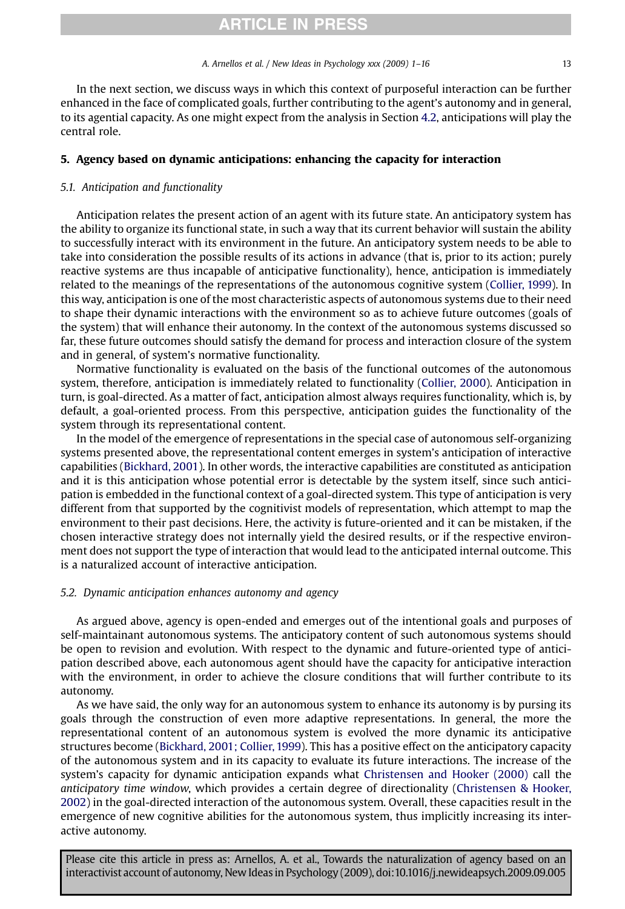In the next section, we discuss ways in which this context of purposeful interaction can be further enhanced in the face of complicated goals, further contributing to the agent's autonomy and in general, to its agential capacity. As one might expect from the analysis in Section 4.2, anticipations will play the central role.

## 5. Agency based on dynamic anticipations: enhancing the capacity for interaction

### *5.1. Anticipation and functionality*

Anticipation relates the present action of an agent with its future state. An anticipatory system has the ability to organize its functional state, in such a way that its current behavior will sustain the ability to successfully interact with its environment in the future. An anticipatory system needs to be able to take into consideration the possible results of its actions in advance (that is, prior to its action; purely reactive systems are thus incapable of anticipative functionality), hence, anticipation is immediately related to the meanings of the representations of the autonomous cognitive system (Collier, 1999). In this way, anticipation is one of the most characteristic aspects of autonomous systems due to their need to shape their dynamic interactions with the environment so as to achieve future outcomes (goals of the system) that will enhance their autonomy. In the context of the autonomous systems discussed so far, these future outcomes should satisfy the demand for process and interaction closure of the system and in general, of system's normative functionality.

Normative functionality is evaluated on the basis of the functional outcomes of the autonomous system, therefore, anticipation is immediately related to functionality (Collier, 2000). Anticipation in turn, is goal-directed. As a matter of fact, anticipation almost always requires functionality, which is, by default, a goal-oriented process. From this perspective, anticipation guides the functionality of the system through its representational content.

In the model of the emergence of representations in the special case of autonomous self-organizing systems presented above, the representational content emerges in system's anticipation of interactive capabilities (Bickhard, 2001). In other words, the interactive capabilities are constituted as anticipation and it is this anticipation whose potential error is detectable by the system itself, since such anticipation is embedded in the functional context of a goal-directed system. This type of anticipation is very different from that supported by the cognitivist models of representation, which attempt to map the environment to their past decisions. Here, the activity is future-oriented and it can be mistaken, if the chosen interactive strategy does not internally yield the desired results, or if the respective environment does not support the type of interaction that would lead to the anticipated internal outcome. This is a naturalized account of interactive anticipation.

### *5.2. Dynamic anticipation enhances autonomy and agency*

As argued above, agency is open-ended and emerges out of the intentional goals and purposes of self-maintainant autonomous systems. The anticipatory content of such autonomous systems should be open to revision and evolution. With respect to the dynamic and future-oriented type of anticipation described above, each autonomous agent should have the capacity for anticipative interaction with the environment, in order to achieve the closure conditions that will further contribute to its autonomy.

As we have said, the only way for an autonomous system to enhance its autonomy is by pursing its goals through the construction of even more adaptive representations. In general, the more the representational content of an autonomous system is evolved the more dynamic its anticipative structures become (Bickhard, 2001; Collier, 1999). This has a positive effect on the anticipatory capacity of the autonomous system and in its capacity to evaluate its future interactions. The increase of the system's capacity for dynamic anticipation expands what Christensen and Hooker (2000) call the *anticipatory time window*, which provides a certain degree of directionality (Christensen & Hooker, 2002) in the goal-directed interaction of the autonomous system. Overall, these capacities result in the emergence of new cognitive abilities for the autonomous system, thus implicitly increasing its interactive autonomy.

Please cite this article in press as: Arnellos, A. et al., Towards the naturalization of agency based on an interactivist account of autonomy, New Ideas in Psychology (2009), doi:10.1016/j.newideapsych.2009.09.005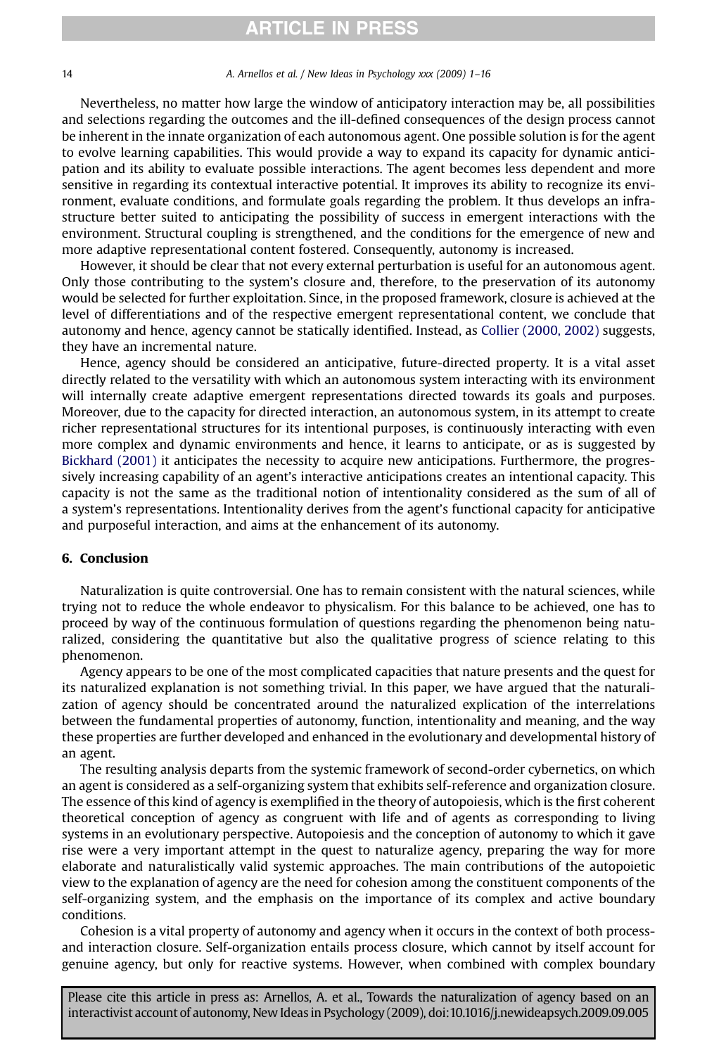Nevertheless, no matter how large the window of anticipatory interaction may be, all possibilities and selections regarding the outcomes and the ill-defined consequences of the design process cannot be inherent in the innate organization of each autonomous agent. One possible solution is for the agent to evolve learning capabilities. This would provide a way to expand its capacity for dynamic anticipation and its ability to evaluate possible interactions. The agent becomes less dependent and more sensitive in regarding its contextual interactive potential. It improves its ability to recognize its environment, evaluate conditions, and formulate goals regarding the problem. It thus develops an infrastructure better suited to anticipating the possibility of success in emergent interactions with the environment. Structural coupling is strengthened, and the conditions for the emergence of new and more adaptive representational content fostered. Consequently, autonomy is increased.

However, it should be clear that not every external perturbation is useful for an autonomous agent. Only those contributing to the system's closure and, therefore, to the preservation of its autonomy would be selected for further exploitation. Since, in the proposed framework, closure is achieved at the level of differentiations and of the respective emergent representational content, we conclude that autonomy and hence, agency cannot be statically identified. Instead, as Collier (2000, 2002) suggests, they have an incremental nature.

Hence, agency should be considered an anticipative, future-directed property. It is a vital asset directly related to the versatility with which an autonomous system interacting with its environment will internally create adaptive emergent representations directed towards its goals and purposes. Moreover, due to the capacity for directed interaction, an autonomous system, in its attempt to create richer representational structures for its intentional purposes, is continuously interacting with even more complex and dynamic environments and hence, it learns to anticipate, or as is suggested by Bickhard (2001) it anticipates the necessity to acquire new anticipations. Furthermore, the progressively increasing capability of an agent's interactive anticipations creates an intentional capacity. This capacity is not the same as the traditional notion of intentionality considered as the sum of all of a system's representations. Intentionality derives from the agent's functional capacity for anticipative and purposeful interaction, and aims at the enhancement of its autonomy.

## 6. Conclusion

Naturalization is quite controversial. One has to remain consistent with the natural sciences, while trying not to reduce the whole endeavor to physicalism. For this balance to be achieved, one has to proceed by way of the continuous formulation of questions regarding the phenomenon being naturalized, considering the quantitative but also the qualitative progress of science relating to this phenomenon.

Agency appears to be one of the most complicated capacities that nature presents and the quest for its naturalized explanation is not something trivial. In this paper, we have argued that the naturalization of agency should be concentrated around the naturalized explication of the interrelations between the fundamental properties of autonomy, function, intentionality and meaning, and the way these properties are further developed and enhanced in the evolutionary and developmental history of an agent.

The resulting analysis departs from the systemic framework of second-order cybernetics, on which an agent is considered as a self-organizing system that exhibits self-reference and organization closure. The essence of this kind of agency is exemplified in the theory of autopoiesis, which is the first coherent theoretical conception of agency as congruent with life and of agents as corresponding to living systems in an evolutionary perspective. Autopoiesis and the conception of autonomy to which it gave rise were a very important attempt in the quest to naturalize agency, preparing the way for more elaborate and naturalistically valid systemic approaches. The main contributions of the autopoietic view to the explanation of agency are the need for cohesion among the constituent components of the self-organizing system, and the emphasis on the importance of its complex and active boundary conditions.

Cohesion is a vital property of autonomy and agency when it occurs in the context of both process- and interaction closure. Self-organization entails process closure, which cannot by itself account for genuine agency, but only for reactive systems. However, when combined with complex boundary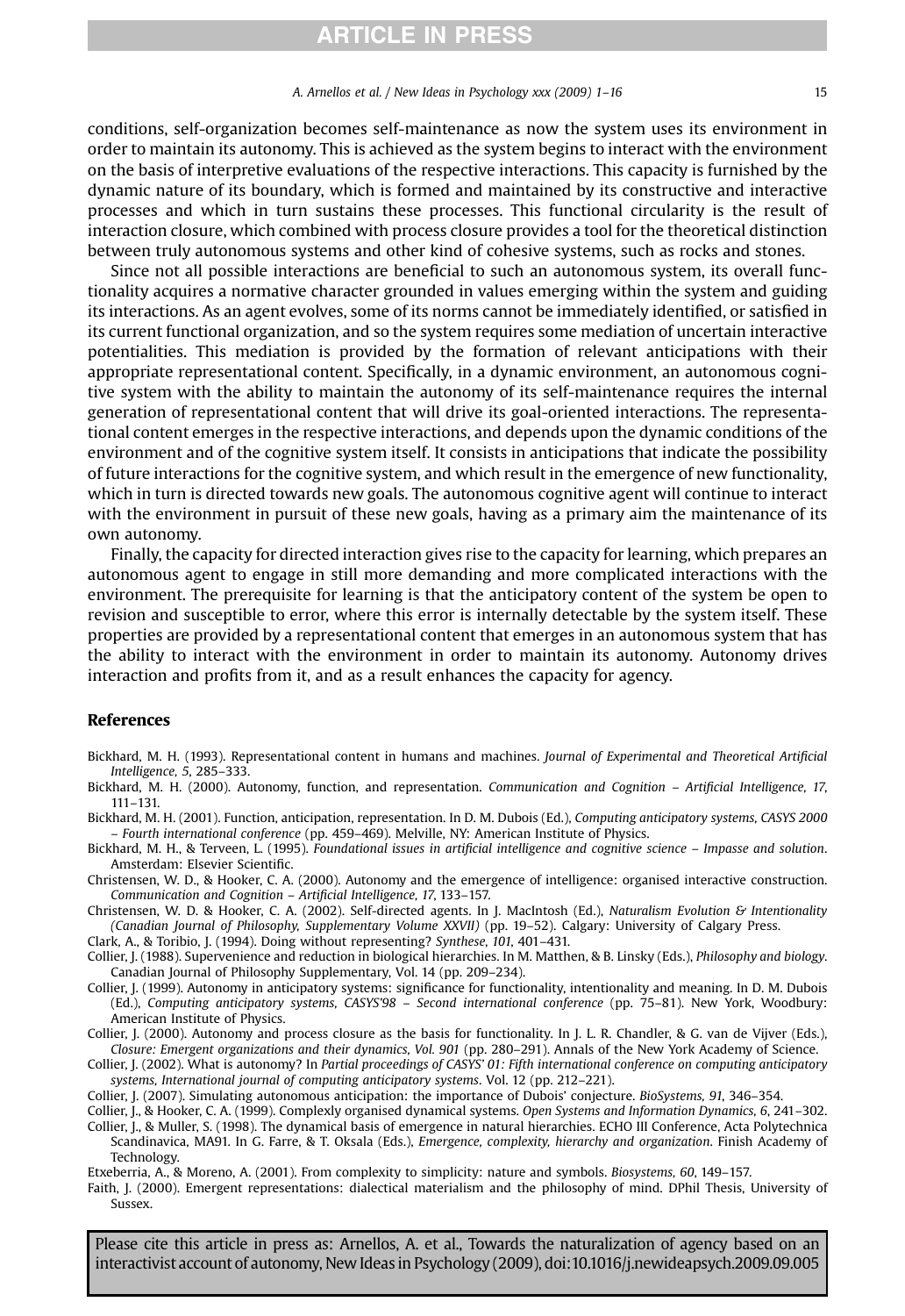conditions, self-organization becomes self-maintenance as now the system uses its environment in order to maintain its autonomy. This is achieved as the system begins to interact with the environment on the basis of interpretive evaluations of the respective interactions. This capacity is furnished by the dynamic nature of its boundary, which is formed and maintained by its constructive and interactive processes and which in turn sustains these processes. This functional circularity is the result of interaction closure, which combined with process closure provides a tool for the theoretical distinction between truly autonomous systems and other kind of cohesive systems, such as rocks and stones.

Since not all possible interactions are beneficial to such an autonomous system, its overall functionality acquires a normative character grounded in values emerging within the system and guiding its interactions. As an agent evolves, some of its norms cannot be immediately identified, or satisfied in its current functional organization, and so the system requires some mediation of uncertain interactive potentialities. This mediation is provided by the formation of relevant anticipations with their appropriate representational content. Specifically, in a dynamic environment, an autonomous cognitive system with the ability to maintain the autonomy of its self-maintenance requires the internal generation of representational content that will drive its goal-oriented interactions. The representational content emerges in the respective interactions, and depends upon the dynamic conditions of the environment and of the cognitive system itself. It consists in anticipations that indicate the possibility of future interactions for the cognitive system, and which result in the emergence of new functionality, which in turn is directed towards new goals. The autonomous cognitive agent will continue to interact with the environment in pursuit of these new goals, having as a primary aim the maintenance of its own autonomy.

Finally, the capacity for directed interaction gives rise to the capacity for learning, which prepares an autonomous agent to engage in still more demanding and more complicated interactions with the environment. The prerequisite for learning is that the anticipatory content of the system be open to revision and susceptible to error, where this error is internally detectable by the system itself. These properties are provided by a representational content that emerges in an autonomous system that has the ability to interact with the environment in order to maintain its autonomy. Autonomy drives interaction and profits from it, and as a result enhances the capacity for agency.

## References

Bickhard, M. H. (1993). Representational content in humans and machines. *Journal of Experimental and Theoretical Artificial Intelligence, 5*, 285–333.

Bickhard, M. H. (2000). Autonomy, function, and representation. *Communication and Cognition – Artificial Intelligence, 17*, 111–131.

Bickhard, M. H. (2001). Function, anticipation, representation. In D. M. Dubois (Ed.), *Computing anticipatory systems, CASYS 2000 – Fourth international conference* (pp. 459–469). Melville, NY: American Institute of Physics.

Bickhard, M. H., & Terveen, L. (1995). *Foundational issues in artificial intelligence and cognitive science – Impasse and solution*. Amsterdam: Elsevier Scientific.

Christensen, W. D., & Hooker, C. A. (2000). Autonomy and the emergence of intelligence: organised interactive construction. *Communication and Cognition – Artificial Intelligence, 17*, 133–157.

Christensen, W. D. & Hooker, C. A. (2002). Self-directed agents. In J. MacIntosh (Ed.), *Naturalism Evolution & Intentionality (Canadian Journal of Philosophy, Supplementary Volume XXVII)* (pp. 19–52). Calgary: University of Calgary Press.

Clark, A., & Toribio, J. (1994). Doing without representing? *Synthese, 101*, 401–431.

Collier, J. (1988). Supervenience and reduction in biological hierarchies. In M. Matthen, & B. Linsky (Eds.), *Philosophy and biology*. Canadian Journal of Philosophy Supplementary, Vol. 14 (pp. 209–234).

Collier, J. (1999). Autonomy in anticipatory systems: significance for functionality, intentionality and meaning. In D. M. Dubois (Ed.), *Computing anticipatory systems, CASYS'98 – Second international conference* (pp. 75–81). New York, Woodbury: American Institute of Physics.

Collier, J. (2000). Autonomy and process closure as the basis for functionality. In J. L. R. Chandler, & G. van de Vijver (Eds.), *Closure: Emergent organizations and their dynamics, Vol. 901* (pp. 280–291). Annals of the New York Academy of Science.

Collier, J. (2002). What is autonomy? In *Partial proceedings of CASYS' 01: Fifth international conference on computing anticipatory systems, International journal of computing anticipatory systems*. Vol. 12 (pp. 212–221).

Collier, J. (2007). Simulating autonomous anticipation: the importance of Dubois' conjecture. *BioSystems, 91*, 346–354.

Collier, J., & Hooker, C. A. (1999). Complexly organised dynamical systems. *Open Systems and Information Dynamics, 6*, 241–302.

Collier, J., & Muller, S. (1998). The dynamical basis of emergence in natural hierarchies. ECHO III Conference, Acta Polytechnica Scandinavica, MA91. In G. Farre, & T. Oksala (Eds.), *Emergence, complexity, hierarchy and organization*. Finish Academy of Technology.

Etxeberria, A., & Moreno, A. (2001). From complexity to simplicity: nature and symbols. *Biosystems, 60*, 149–157.

Faith, J. (2000). Emergent representations: dialectical materialism and the philosophy of mind. DPhil Thesis, University of Sussex.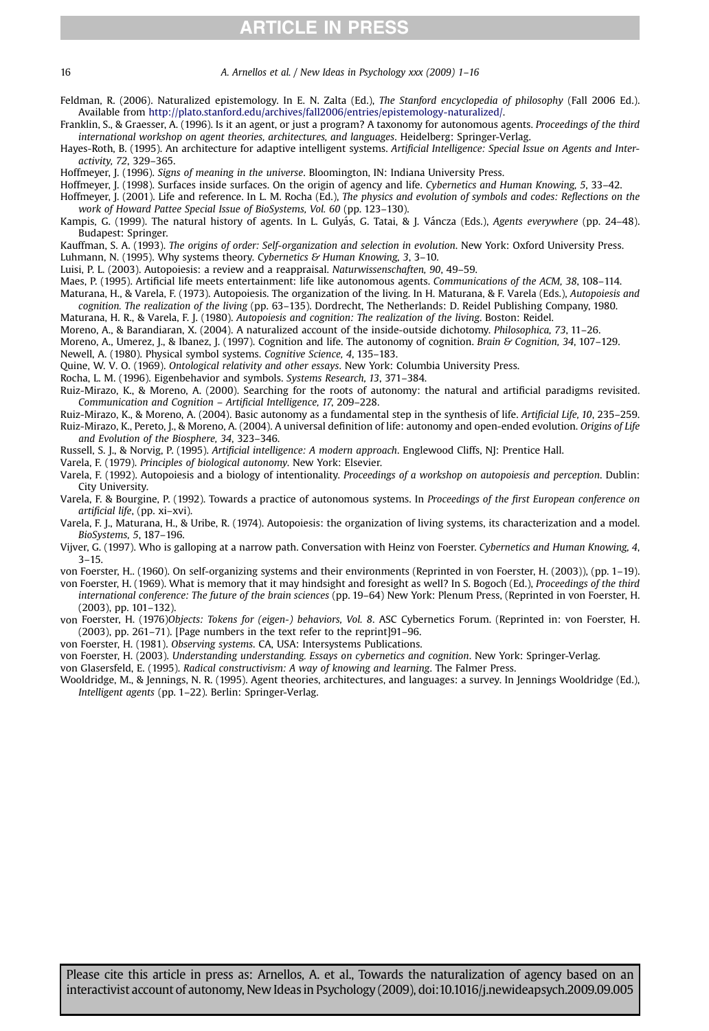Feldman, R. (2006). Naturalized epistemology. In E. N. Zalta (Ed.), *The Stanford encyclopedia of philosophy* (Fall 2006 Ed.). Available from http://plato.stanford.edu/archives/fall2006/entries/epistemology-naturalized/.

Franklin, S., & Graesser, A. (1996). Is it an agent, or just a program? A taxonomy for autonomous agents. *Proceedings of the third international workshop on agent theories, architectures, and languages*. Heidelberg: Springer-Verlag.

Hayes-Roth, B. (1995). An architecture for adaptive intelligent systems. *Artificial Intelligence: Special Issue on Agents and Interactivity, 72*, 329–365.

Hoffmeyer, J. (1996). *Signs of meaning in the universe*. Bloomington, IN: Indiana University Press.

Hoffmeyer, J. (1998). Surfaces inside surfaces. On the origin of agency and life. *Cybernetics and Human Knowing, 5*, 33–42.

Hoffmeyer, J. (2001). Life and reference. In L. M. Rocha (Ed.), *The physics and evolution of symbols and codes: Reflections on the work of Howard Pattee Special Issue of BioSystems, Vol. 60* (pp. 123–130).

Kampis, G. (1999). The natural history of agents. In L. Gulyás, G. Tatai, & J. Váncza (Eds.), *Agents everywhere* (pp. 24–48). Budapest: Springer.

Kauffman, S. A. (1993). *The origins of order: Self-organization and selection in evolution*. New York: Oxford University Press.

Luhmann, N. (1995). Why systems theory. *Cybernetics & Human Knowing, 3*, 3–10.

Luisi, P. L. (2003). Autopoiesis: a review and a reappraisal. *Naturwissenschaften, 90*, 49–59.

Maes, P. (1995). Artificial life meets entertainment: life like autonomous agents. *Communications of the ACM, 38*, 108–114.

Maturana, H., & Varela, F. (1973). Autopoiesis. The organization of the living. In H. Maturana, & F. Varela (Eds.), *Autopoiesis and cognition. The realization of the living* (pp. 63–135). Dordrecht, The Netherlands: D. Reidel Publishing Company, 1980.

Maturana, H. R., & Varela, F. J. (1980). *Autopoiesis and cognition: The realization of the living*. Boston: Reidel.

Moreno, A., & Barandiaran, X. (2004). A naturalized account of the inside-outside dichotomy. *Philosophica, 73*, 11–26.

Moreno, A., Umerez, J., & Ibanez, J. (1997). Cognition and life. The autonomy of cognition. *Brain & Cognition, 34*, 107–129.

Newell, A. (1980). Physical symbol systems. *Cognitive Science, 4*, 135–183.

Quine, W. V. O. (1969). *Ontological relativity and other essays*. New York: Columbia University Press.

Rocha, L. M. (1996). Eigenbehavior and symbols. *Systems Research, 13*, 371–384.

Ruiz-Mirazo, K., & Moreno, A. (2000). Searching for the roots of autonomy: the natural and artificial paradigms revisited. *Communication and Cognition – Artificial Intelligence, 17*, 209–228.

Ruiz-Mirazo, K., & Moreno, A. (2004). Basic autonomy as a fundamental step in the synthesis of life. *Artificial Life, 10*, 235–259.

Ruiz-Mirazo, K., Pereto, J., & Moreno, A. (2004). A universal definition of life: autonomy and open-ended evolution. *Origins of Life and Evolution of the Biosphere, 34*, 323–346.

Russell, S. J., & Norvig, P. (1995). *Artificial intelligence: A modern approach*. Englewood Cliffs, NJ: Prentice Hall.

Varela, F. (1979). *Principles of biological autonomy*. New York: Elsevier.

Varela, F. (1992). Autopoiesis and a biology of intentionality. *Proceedings of a workshop on autopoiesis and perception*. Dublin: City University.

Varela, F. & Bourgine, P. (1992). Towards a practice of autonomous systems. In *Proceedings of the first European conference on artificial life*, (pp. xi–xvi).

Varela, F. J., Maturana, H., & Uribe, R. (1974). Autopoiesis: the organization of living systems, its characterization and a model. *BioSystems, 5*, 187–196.

Vijver, G. (1997). Who is galloping at a narrow path. Conversation with Heinz von Foerster. *Cybernetics and Human Knowing, 4*, 3–15.

von Foerster, H.. (1960). On self-organizing systems and their environments (Reprinted in von Foerster, H. (2003)), (pp. 1–19).

von Foerster, H. (1969). What is memory that it may hindsight and foresight as well? In S. Bogoch (Ed.), *Proceedings of the third international conference: The future of the brain sciences* (pp. 19–64) New York: Plenum Press, (Reprinted in von Foerster, H. (2003), pp. 101–132).

von Foerster, H. (1976)*Objects: Tokens for (eigen-) behaviors, Vol. 8*. ASC Cybernetics Forum. (Reprinted in: von Foerster, H. (2003), pp. 261–71). [Page numbers in the text refer to the reprint]91–96.

von Foerster, H. (1981). *Observing systems*. CA, USA: Intersystems Publications.

von Foerster, H. (2003). *Understanding understanding. Essays on cybernetics and cognition*. New York: Springer-Verlag.

von Glasersfeld, E. (1995). *Radical constructivism: A way of knowing and learning*. The Falmer Press.

Wooldridge, M., & Jennings, N. R. (1995). Agent theories, architectures, and languages: a survey. In Jennings Wooldridge (Ed.), *Intelligent agents* (pp. 1–22). Berlin: Springer-Verlag.